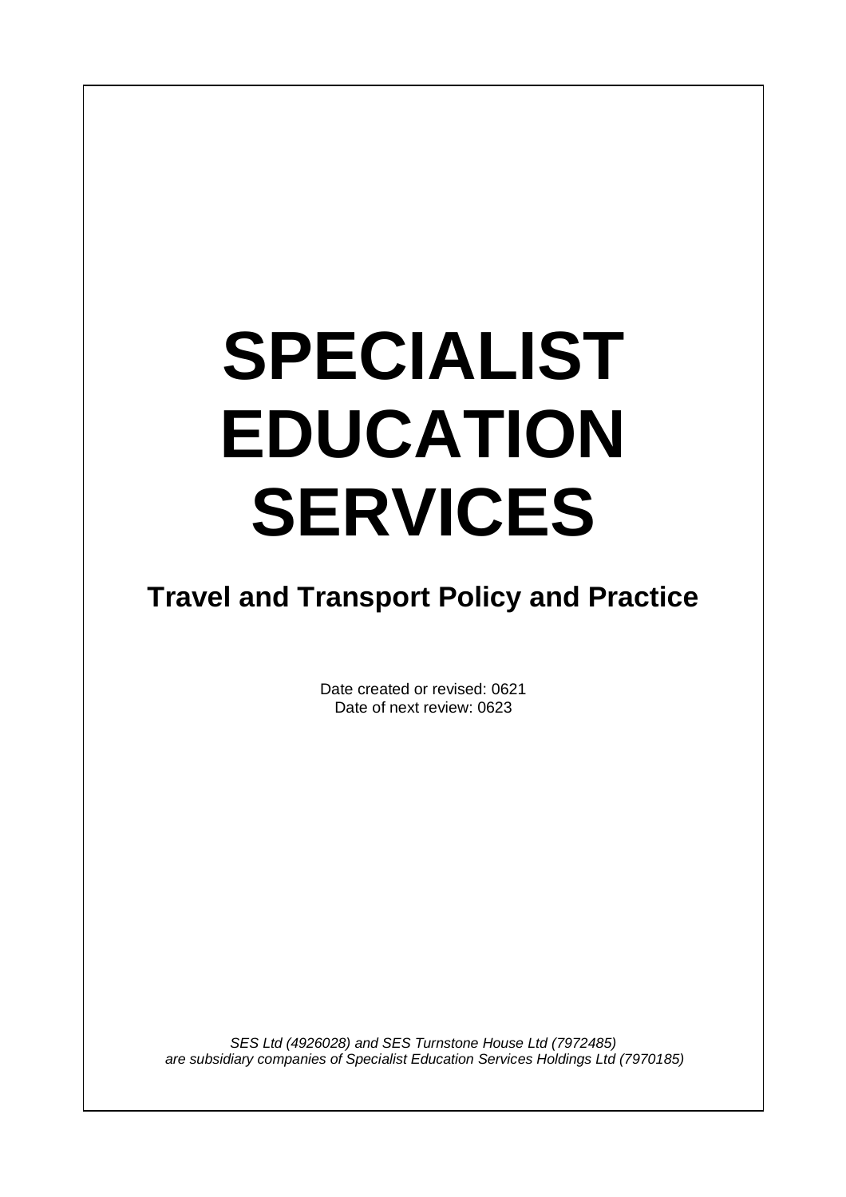# SPECIALIST EDUCATION SERVICES

## Travel and Transport Policy and Practice

Date created or revised: 0621
Date of next review: 0623

*SES Ltd (4926028) and SES Turnstone House Ltd (7972485) are subsidiary companies of Specialist Education Services Holdings Ltd (7970185)*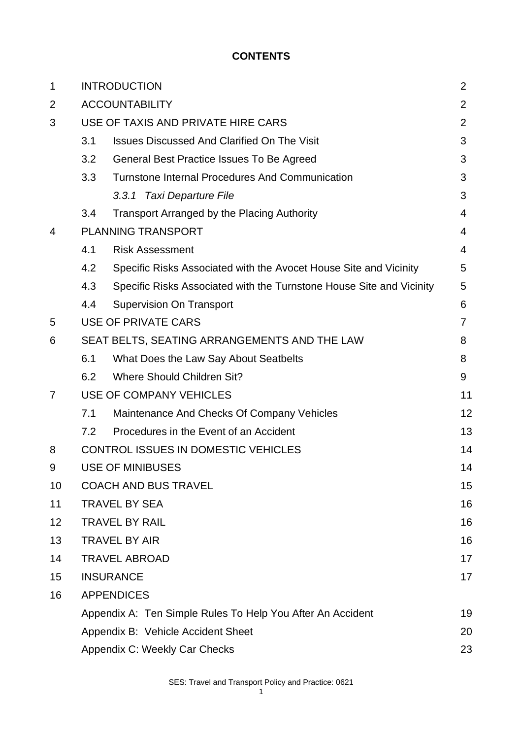**CONTENTS**

| | | |
|---|---|---|
| 1 | INTRODUCTION | 2 |
| 2 | ACCOUNTABILITY | 2 |
| 3 | USE OF TAXIS AND PRIVATE HIRE CARS | 2 |
| | 3.1 Issues Discussed And Clarified On The Visit | 3 |
| | 3.2 General Best Practice Issues To Be Agreed | 3 |
| | 3.3 Turnstone Internal Procedures And Communication | 3 |
| | *3.3.1 Taxi Departure File* | 3 |
| | 3.4 Transport Arranged by the Placing Authority | 4 |
| 4 | PLANNING TRANSPORT | 4 |
| | 4.1 Risk Assessment | 4 |
| | 4.2 Specific Risks Associated with the Avocet House Site and Vicinity | 5 |
| | 4.3 Specific Risks Associated with the Turnstone House Site and Vicinity | 5 |
| | 4.4 Supervision On Transport | 6 |
| 5 | USE OF PRIVATE CARS | 7 |
| 6 | SEAT BELTS, SEATING ARRANGEMENTS AND THE LAW | 8 |
| | 6.1 What Does the Law Say About Seatbelts | 8 |
| | 6.2 Where Should Children Sit? | 9 |
| 7 | USE OF COMPANY VEHICLES | 11 |
| | 7.1 Maintenance And Checks Of Company Vehicles | 12 |
| | 7.2 Procedures in the Event of an Accident | 13 |
| 8 | CONTROL ISSUES IN DOMESTIC VEHICLES | 14 |
| 9 | USE OF MINIBUSES | 14 |
| 10 | COACH AND BUS TRAVEL | 15 |
| 11 | TRAVEL BY SEA | 16 |
| 12 | TRAVEL BY RAIL | 16 |
| 13 | TRAVEL BY AIR | 16 |
| 14 | TRAVEL ABROAD | 17 |
| 15 | INSURANCE | 17 |
| 16 | APPENDICES | |
| | Appendix A: Ten Simple Rules To Help You After An Accident | 19 |
| | Appendix B: Vehicle Accident Sheet | 20 |
| | Appendix C: Weekly Car Checks | 23 |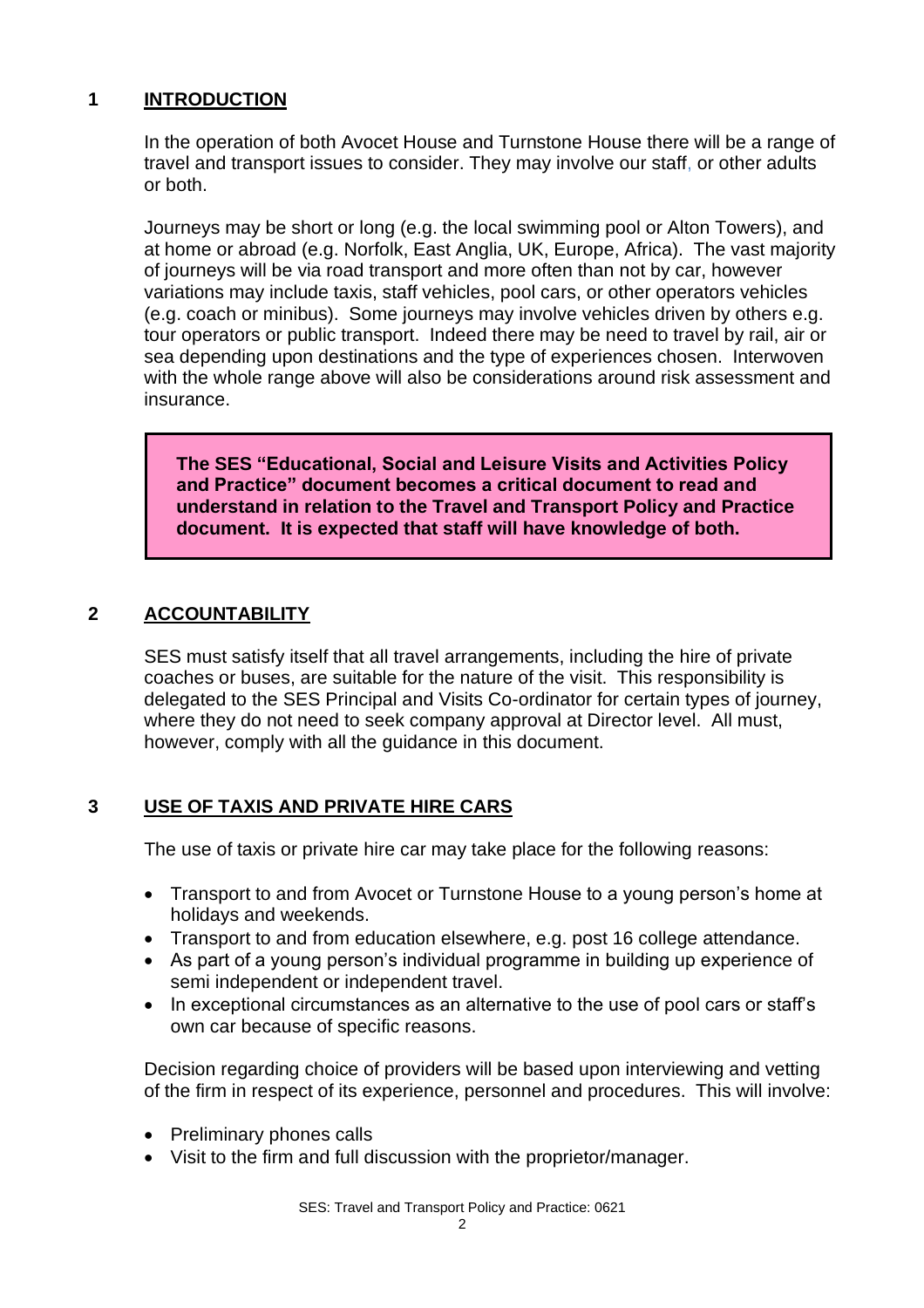## 1 INTRODUCTION

In the operation of both Avocet House and Turnstone House there will be a range of travel and transport issues to consider. They may involve our staff, or other adults or both.

Journeys may be short or long (e.g. the local swimming pool or Alton Towers), and at home or abroad (e.g. Norfolk, East Anglia, UK, Europe, Africa). The vast majority of journeys will be via road transport and more often than not by car, however variations may include taxis, staff vehicles, pool cars, or other operators vehicles (e.g. coach or minibus). Some journeys may involve vehicles driven by others e.g. tour operators or public transport. Indeed there may be need to travel by rail, air or sea depending upon destinations and the type of experiences chosen. Interwoven with the whole range above will also be considerations around risk assessment and insurance.

> **The SES "Educational, Social and Leisure Visits and Activities Policy and Practice" document becomes a critical document to read and understand in relation to the Travel and Transport Policy and Practice document. It is expected that staff will have knowledge of both.**

## 2 ACCOUNTABILITY

SES must satisfy itself that all travel arrangements, including the hire of private coaches or buses, are suitable for the nature of the visit. This responsibility is delegated to the SES Principal and Visits Co-ordinator for certain types of journey, where they do not need to seek company approval at Director level. All must, however, comply with all the guidance in this document.

## 3 USE OF TAXIS AND PRIVATE HIRE CARS

The use of taxis or private hire car may take place for the following reasons:

- Transport to and from Avocet or Turnstone House to a young person's home at holidays and weekends.
- Transport to and from education elsewhere, e.g. post 16 college attendance.
- As part of a young person's individual programme in building up experience of semi independent or independent travel.
- In exceptional circumstances as an alternative to the use of pool cars or staff's own car because of specific reasons.

Decision regarding choice of providers will be based upon interviewing and vetting of the firm in respect of its experience, personnel and procedures. This will involve:

- Preliminary phones calls
- Visit to the firm and full discussion with the proprietor/manager.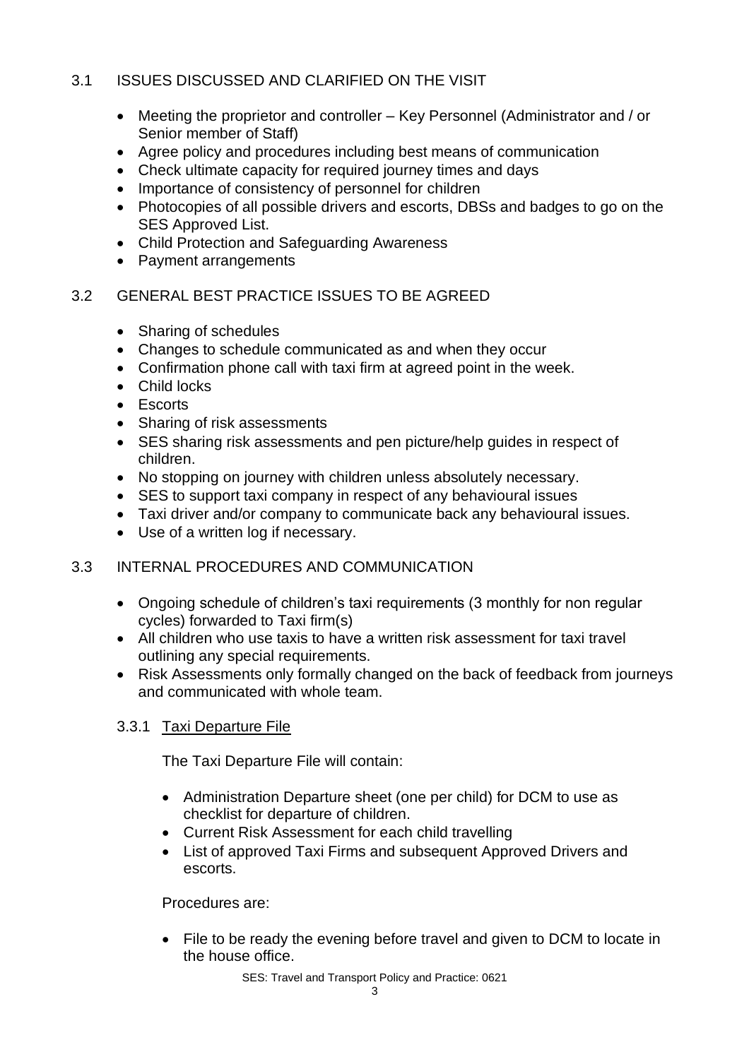## 3.1 ISSUES DISCUSSED AND CLARIFIED ON THE VISIT

- Meeting the proprietor and controller – Key Personnel (Administrator and / or Senior member of Staff)
- Agree policy and procedures including best means of communication
- Check ultimate capacity for required journey times and days
- Importance of consistency of personnel for children
- Photocopies of all possible drivers and escorts, DBSs and badges to go on the SES Approved List.
- Child Protection and Safeguarding Awareness
- Payment arrangements

## 3.2 GENERAL BEST PRACTICE ISSUES TO BE AGREED

- Sharing of schedules
- Changes to schedule communicated as and when they occur
- Confirmation phone call with taxi firm at agreed point in the week.
- Child locks
- Escorts
- Sharing of risk assessments
- SES sharing risk assessments and pen picture/help guides in respect of children.
- No stopping on journey with children unless absolutely necessary.
- SES to support taxi company in respect of any behavioural issues
- Taxi driver and/or company to communicate back any behavioural issues.
- Use of a written log if necessary.

## 3.3 INTERNAL PROCEDURES AND COMMUNICATION

- Ongoing schedule of children's taxi requirements (3 monthly for non regular cycles) forwarded to Taxi firm(s)
- All children who use taxis to have a written risk assessment for taxi travel outlining any special requirements.
- Risk Assessments only formally changed on the back of feedback from journeys and communicated with whole team.

### 3.3.1 Taxi Departure File

The Taxi Departure File will contain:

- Administration Departure sheet (one per child) for DCM to use as checklist for departure of children.
- Current Risk Assessment for each child travelling
- List of approved Taxi Firms and subsequent Approved Drivers and escorts.

Procedures are:

- File to be ready the evening before travel and given to DCM to locate in the house office.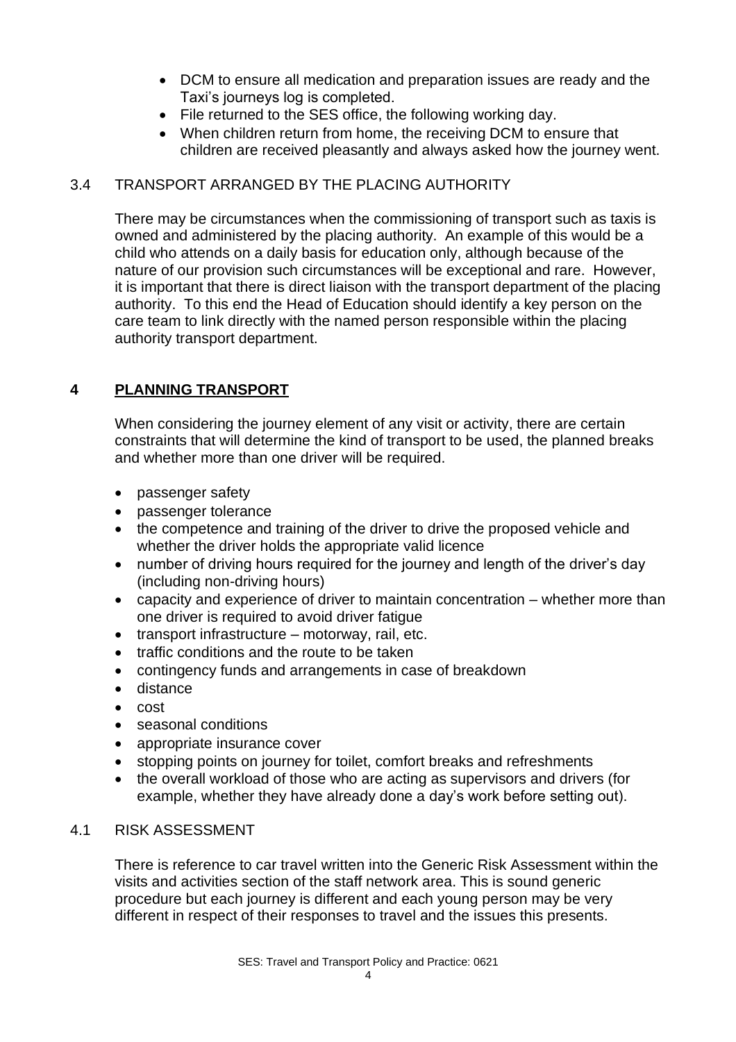- DCM to ensure all medication and preparation issues are ready and the Taxi's journeys log is completed.
- File returned to the SES office, the following working day.
- When children return from home, the receiving DCM to ensure that children are received pleasantly and always asked how the journey went.

### 3.4 TRANSPORT ARRANGED BY THE PLACING AUTHORITY

There may be circumstances when the commissioning of transport such as taxis is owned and administered by the placing authority. An example of this would be a child who attends on a daily basis for education only, although because of the nature of our provision such circumstances will be exceptional and rare. However, it is important that there is direct liaison with the transport department of the placing authority. To this end the Head of Education should identify a key person on the care team to link directly with the named person responsible within the placing authority transport department.

## 4 PLANNING TRANSPORT

When considering the journey element of any visit or activity, there are certain constraints that will determine the kind of transport to be used, the planned breaks and whether more than one driver will be required.

- passenger safety
- passenger tolerance
- the competence and training of the driver to drive the proposed vehicle and whether the driver holds the appropriate valid licence
- number of driving hours required for the journey and length of the driver's day (including non-driving hours)
- capacity and experience of driver to maintain concentration – whether more than one driver is required to avoid driver fatigue
- transport infrastructure – motorway, rail, etc.
- traffic conditions and the route to be taken
- contingency funds and arrangements in case of breakdown
- distance
- cost
- seasonal conditions
- appropriate insurance cover
- stopping points on journey for toilet, comfort breaks and refreshments
- the overall workload of those who are acting as supervisors and drivers (for example, whether they have already done a day's work before setting out).

### 4.1 RISK ASSESSMENT

There is reference to car travel written into the Generic Risk Assessment within the visits and activities section of the staff network area. This is sound generic procedure but each journey is different and each young person may be very different in respect of their responses to travel and the issues this presents.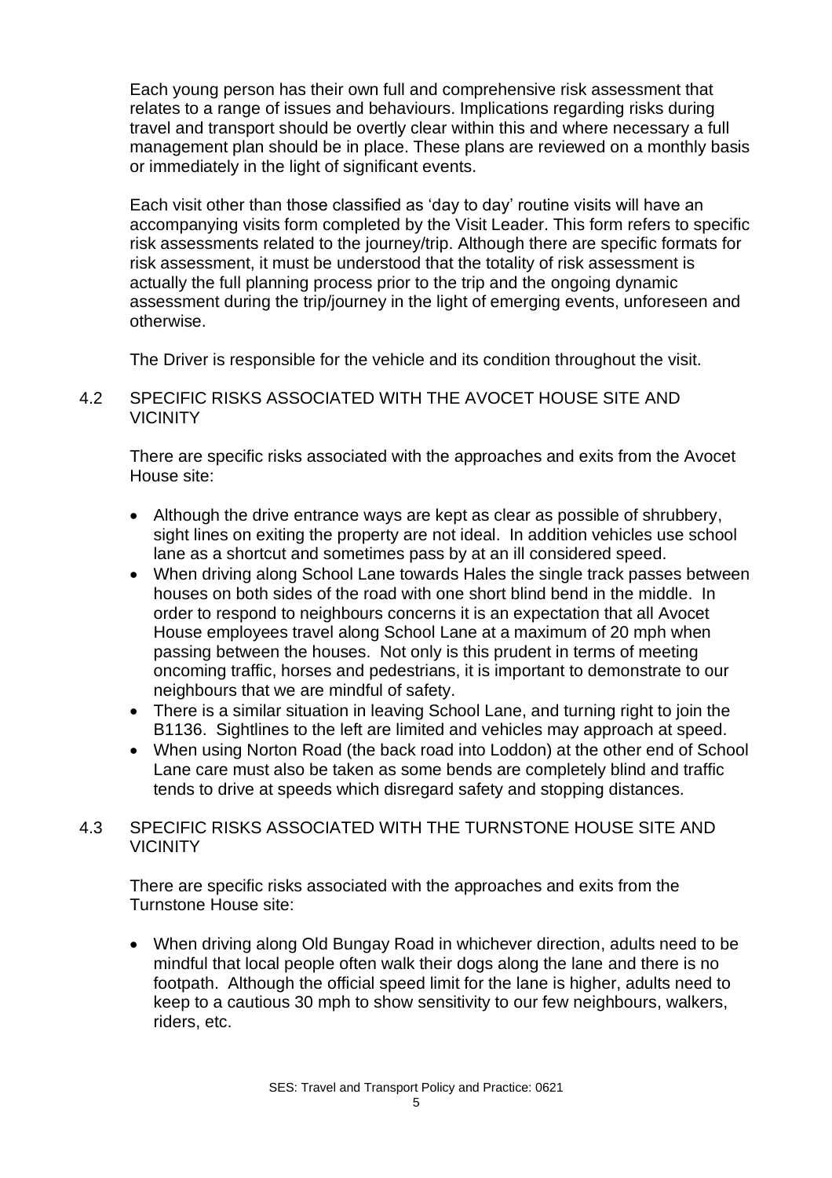Each young person has their own full and comprehensive risk assessment that relates to a range of issues and behaviours. Implications regarding risks during travel and transport should be overtly clear within this and where necessary a full management plan should be in place. These plans are reviewed on a monthly basis or immediately in the light of significant events.

Each visit other than those classified as 'day to day' routine visits will have an accompanying visits form completed by the Visit Leader. This form refers to specific risk assessments related to the journey/trip. Although there are specific formats for risk assessment, it must be understood that the totality of risk assessment is actually the full planning process prior to the trip and the ongoing dynamic assessment during the trip/journey in the light of emerging events, unforeseen and otherwise.

The Driver is responsible for the vehicle and its condition throughout the visit.

## 4.2 SPECIFIC RISKS ASSOCIATED WITH THE AVOCET HOUSE SITE AND VICINITY

There are specific risks associated with the approaches and exits from the Avocet House site:

- Although the drive entrance ways are kept as clear as possible of shrubbery, sight lines on exiting the property are not ideal. In addition vehicles use school lane as a shortcut and sometimes pass by at an ill considered speed.
- When driving along School Lane towards Hales the single track passes between houses on both sides of the road with one short blind bend in the middle. In order to respond to neighbours concerns it is an expectation that all Avocet House employees travel along School Lane at a maximum of 20 mph when passing between the houses. Not only is this prudent in terms of meeting oncoming traffic, horses and pedestrians, it is important to demonstrate to our neighbours that we are mindful of safety.
- There is a similar situation in leaving School Lane, and turning right to join the B1136. Sightlines to the left are limited and vehicles may approach at speed.
- When using Norton Road (the back road into Loddon) at the other end of School Lane care must also be taken as some bends are completely blind and traffic tends to drive at speeds which disregard safety and stopping distances.

## 4.3 SPECIFIC RISKS ASSOCIATED WITH THE TURNSTONE HOUSE SITE AND VICINITY

There are specific risks associated with the approaches and exits from the Turnstone House site:

- When driving along Old Bungay Road in whichever direction, adults need to be mindful that local people often walk their dogs along the lane and there is no footpath. Although the official speed limit for the lane is higher, adults need to keep to a cautious 30 mph to show sensitivity to our few neighbours, walkers, riders, etc.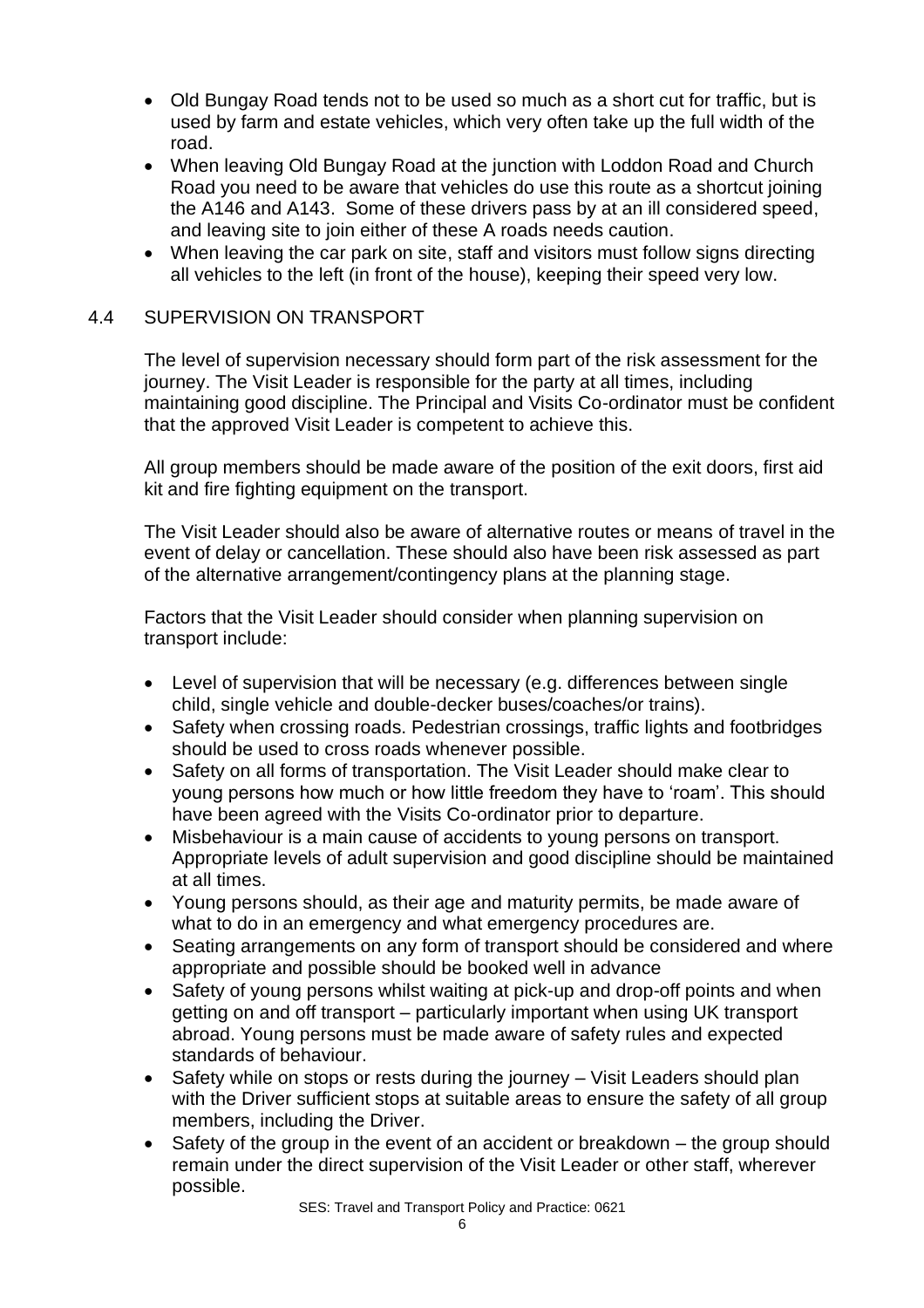- Old Bungay Road tends not to be used so much as a short cut for traffic, but is used by farm and estate vehicles, which very often take up the full width of the road.
- When leaving Old Bungay Road at the junction with Loddon Road and Church Road you need to be aware that vehicles do use this route as a shortcut joining the A146 and A143. Some of these drivers pass by at an ill considered speed, and leaving site to join either of these A roads needs caution.
- When leaving the car park on site, staff and visitors must follow signs directing all vehicles to the left (in front of the house), keeping their speed very low.

## 4.4 SUPERVISION ON TRANSPORT

The level of supervision necessary should form part of the risk assessment for the journey. The Visit Leader is responsible for the party at all times, including maintaining good discipline. The Principal and Visits Co-ordinator must be confident that the approved Visit Leader is competent to achieve this.

All group members should be made aware of the position of the exit doors, first aid kit and fire fighting equipment on the transport.

The Visit Leader should also be aware of alternative routes or means of travel in the event of delay or cancellation. These should also have been risk assessed as part of the alternative arrangement/contingency plans at the planning stage.

Factors that the Visit Leader should consider when planning supervision on transport include:

- Level of supervision that will be necessary (e.g. differences between single child, single vehicle and double-decker buses/coaches/or trains).
- Safety when crossing roads. Pedestrian crossings, traffic lights and footbridges should be used to cross roads whenever possible.
- Safety on all forms of transportation. The Visit Leader should make clear to young persons how much or how little freedom they have to 'roam'. This should have been agreed with the Visits Co-ordinator prior to departure.
- Misbehaviour is a main cause of accidents to young persons on transport. Appropriate levels of adult supervision and good discipline should be maintained at all times.
- Young persons should, as their age and maturity permits, be made aware of what to do in an emergency and what emergency procedures are.
- Seating arrangements on any form of transport should be considered and where appropriate and possible should be booked well in advance
- Safety of young persons whilst waiting at pick-up and drop-off points and when getting on and off transport – particularly important when using UK transport abroad. Young persons must be made aware of safety rules and expected standards of behaviour.
- Safety while on stops or rests during the journey – Visit Leaders should plan with the Driver sufficient stops at suitable areas to ensure the safety of all group members, including the Driver.
- Safety of the group in the event of an accident or breakdown – the group should remain under the direct supervision of the Visit Leader or other staff, wherever possible.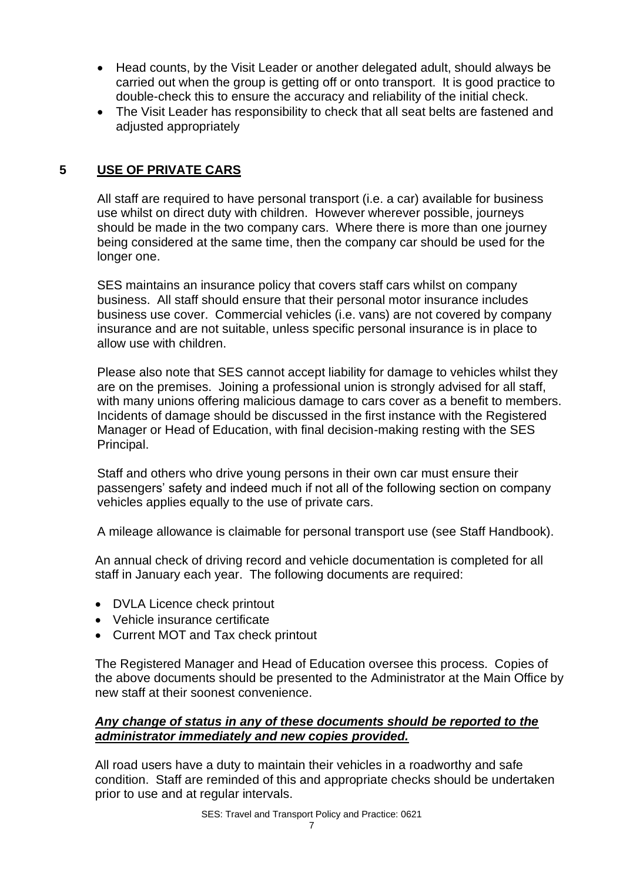- Head counts, by the Visit Leader or another delegated adult, should always be carried out when the group is getting off or onto transport. It is good practice to double-check this to ensure the accuracy and reliability of the initial check.
- The Visit Leader has responsibility to check that all seat belts are fastened and adjusted appropriately

## 5 USE OF PRIVATE CARS

All staff are required to have personal transport (i.e. a car) available for business use whilst on direct duty with children. However wherever possible, journeys should be made in the two company cars. Where there is more than one journey being considered at the same time, then the company car should be used for the longer one.

SES maintains an insurance policy that covers staff cars whilst on company business. All staff should ensure that their personal motor insurance includes business use cover. Commercial vehicles (i.e. vans) are not covered by company insurance and are not suitable, unless specific personal insurance is in place to allow use with children.

Please also note that SES cannot accept liability for damage to vehicles whilst they are on the premises. Joining a professional union is strongly advised for all staff, with many unions offering malicious damage to cars cover as a benefit to members. Incidents of damage should be discussed in the first instance with the Registered Manager or Head of Education, with final decision-making resting with the SES Principal.

Staff and others who drive young persons in their own car must ensure their passengers' safety and indeed much if not all of the following section on company vehicles applies equally to the use of private cars.

A mileage allowance is claimable for personal transport use (see Staff Handbook).

An annual check of driving record and vehicle documentation is completed for all staff in January each year. The following documents are required:

- DVLA Licence check printout
- Vehicle insurance certificate
- Current MOT and Tax check printout

The Registered Manager and Head of Education oversee this process. Copies of the above documents should be presented to the Administrator at the Main Office by new staff at their soonest convenience.

***Any change of status in any of these documents should be reported to the administrator immediately and new copies provided.***

All road users have a duty to maintain their vehicles in a roadworthy and safe condition. Staff are reminded of this and appropriate checks should be undertaken prior to use and at regular intervals.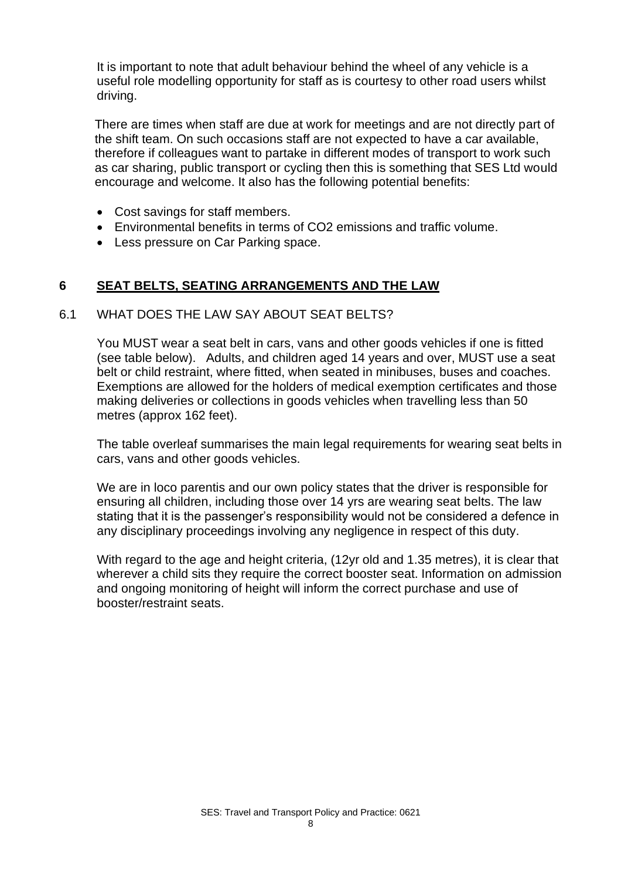It is important to note that adult behaviour behind the wheel of any vehicle is a useful role modelling opportunity for staff as is courtesy to other road users whilst driving.

There are times when staff are due at work for meetings and are not directly part of the shift team. On such occasions staff are not expected to have a car available, therefore if colleagues want to partake in different modes of transport to work such as car sharing, public transport or cycling then this is something that SES Ltd would encourage and welcome. It also has the following potential benefits:

- Cost savings for staff members.
- Environmental benefits in terms of $CO_2$ emissions and traffic volume.
- Less pressure on Car Parking space.

## 6 SEAT BELTS, SEATING ARRANGEMENTS AND THE LAW

### 6.1 WHAT DOES THE LAW SAY ABOUT SEAT BELTS?

You MUST wear a seat belt in cars, vans and other goods vehicles if one is fitted (see table below). Adults, and children aged 14 years and over, MUST use a seat belt or child restraint, where fitted, when seated in minibuses, buses and coaches. Exemptions are allowed for the holders of medical exemption certificates and those making deliveries or collections in goods vehicles when travelling less than 50 metres (approx 162 feet).

The table overleaf summarises the main legal requirements for wearing seat belts in cars, vans and other goods vehicles.

We are in loco parentis and our own policy states that the driver is responsible for ensuring all children, including those over 14 yrs are wearing seat belts. The law stating that it is the passenger's responsibility would not be considered a defence in any disciplinary proceedings involving any negligence in respect of this duty.

With regard to the age and height criteria, (12yr old and 1.35 metres), it is clear that wherever a child sits they require the correct booster seat. Information on admission and ongoing monitoring of height will inform the correct purchase and use of booster/restraint seats.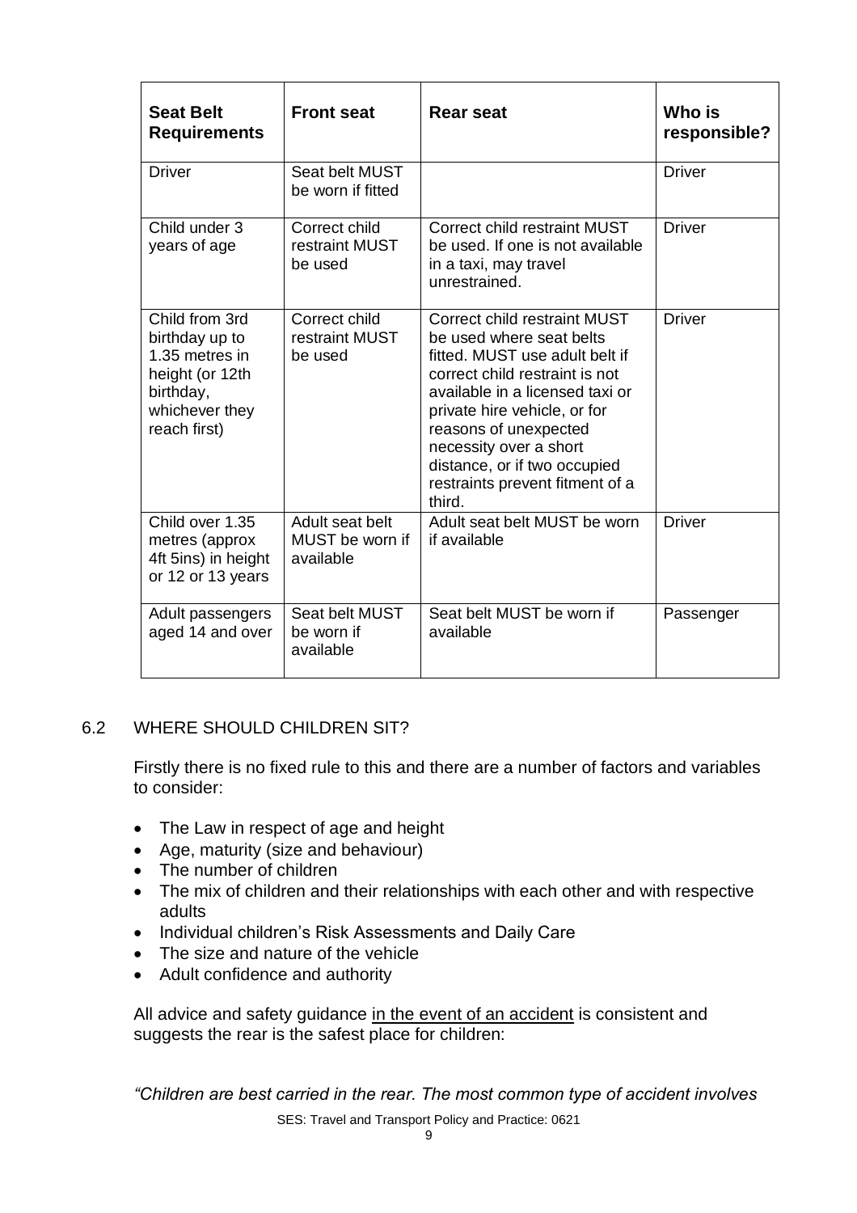| **Seat Belt Requirements** | **Front seat** | **Rear seat** | **Who is responsible?** |
|---|---|---|---|
| Driver | Seat belt MUST be worn if fitted | | Driver |
| Child under 3 years of age | Correct child restraint MUST be used | Correct child restraint MUST be used. If one is not available in a taxi, may travel unrestrained. | Driver |
| Child from 3rd birthday up to 1.35 metres in height (or 12th birthday, whichever they reach first) | Correct child restraint MUST be used | Correct child restraint MUST be used where seat belts fitted. MUST use adult belt if correct child restraint is not available in a licensed taxi or private hire vehicle, or for reasons of unexpected necessity over a short distance, or if two occupied restraints prevent fitment of a third. | Driver |
| Child over 1.35 metres (approx 4ft 5ins) in height or 12 or 13 years | Adult seat belt MUST be worn if available | Adult seat belt MUST be worn if available | Driver |
| Adult passengers aged 14 and over | Seat belt MUST be worn if available | Seat belt MUST be worn if available | Passenger |

## 6.2 WHERE SHOULD CHILDREN SIT?

Firstly there is no fixed rule to this and there are a number of factors and variables to consider:

- The Law in respect of age and height
- Age, maturity (size and behaviour)
- The number of children
- The mix of children and their relationships with each other and with respective adults
- Individual children's Risk Assessments and Daily Care
- The size and nature of the vehicle
- Adult confidence and authority

All advice and safety guidance <u>in the event of an accident</u> is consistent and suggests the rear is the safest place for children:

*"Children are best carried in the rear. The most common type of accident involves*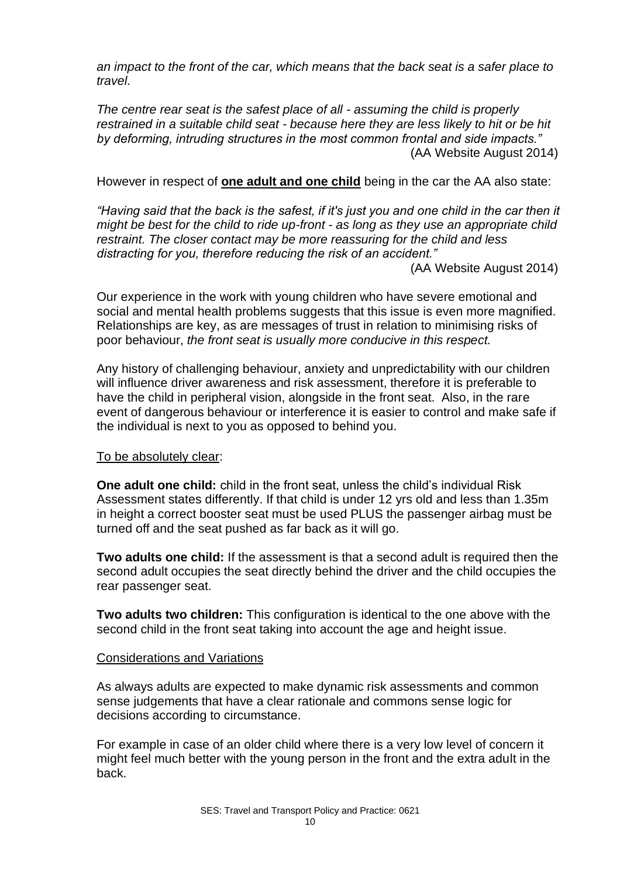*an impact to the front of the car, which means that the back seat is a safer place to travel.*

*The centre rear seat is the safest place of all - assuming the child is properly restrained in a suitable child seat - because here they are less likely to hit or be hit by deforming, intruding structures in the most common frontal and side impacts."*
(AA Website August 2014)

However in respect of **one adult and one child** being in the car the AA also state:

*"Having said that the back is the safest, if it's just you and one child in the car then it might be best for the child to ride up-front - as long as they use an appropriate child restraint. The closer contact may be more reassuring for the child and less distracting for you, therefore reducing the risk of an accident."*
(AA Website August 2014)

Our experience in the work with young children who have severe emotional and social and mental health problems suggests that this issue is even more magnified. Relationships are key, as are messages of trust in relation to minimising risks of poor behaviour, *the front seat is usually more conducive in this respect.*

Any history of challenging behaviour, anxiety and unpredictability with our children will influence driver awareness and risk assessment, therefore it is preferable to have the child in peripheral vision, alongside in the front seat. Also, in the rare event of dangerous behaviour or interference it is easier to control and make safe if the individual is next to you as opposed to behind you.

To be absolutely clear:

**One adult one child:** child in the front seat, unless the child's individual Risk Assessment states differently. If that child is under 12 yrs old and less than 1.35m in height a correct booster seat must be used PLUS the passenger airbag must be turned off and the seat pushed as far back as it will go.

**Two adults one child:** If the assessment is that a second adult is required then the second adult occupies the seat directly behind the driver and the child occupies the rear passenger seat.

**Two adults two children:** This configuration is identical to the one above with the second child in the front seat taking into account the age and height issue.

Considerations and Variations

As always adults are expected to make dynamic risk assessments and common sense judgements that have a clear rationale and commons sense logic for decisions according to circumstance.

For example in case of an older child where there is a very low level of concern it might feel much better with the young person in the front and the extra adult in the back.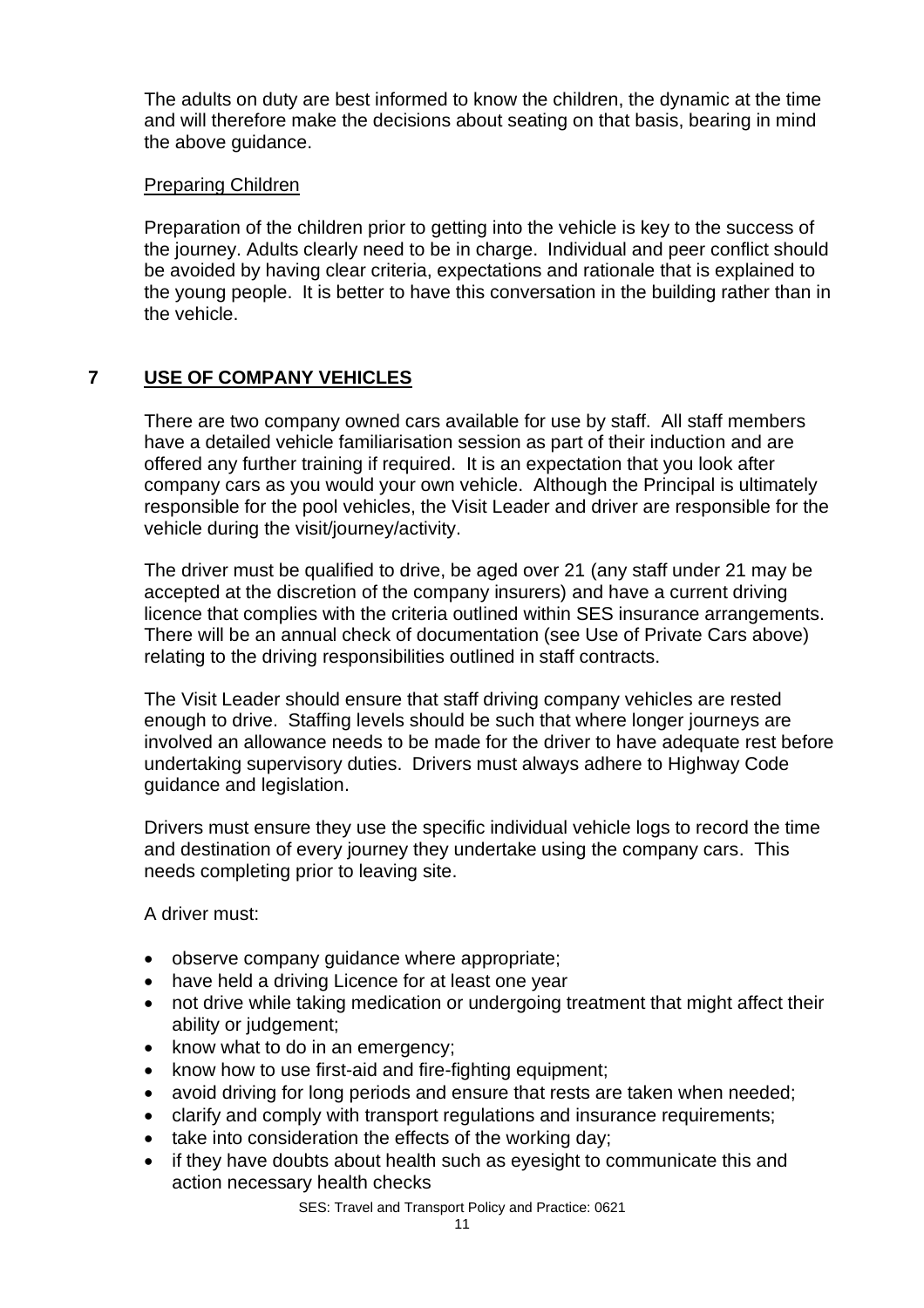The adults on duty are best informed to know the children, the dynamic at the time and will therefore make the decisions about seating on that basis, bearing in mind the above guidance.

Preparing Children

Preparation of the children prior to getting into the vehicle is key to the success of the journey. Adults clearly need to be in charge. Individual and peer conflict should be avoided by having clear criteria, expectations and rationale that is explained to the young people. It is better to have this conversation in the building rather than in the vehicle.

## 7 USE OF COMPANY VEHICLES

There are two company owned cars available for use by staff. All staff members have a detailed vehicle familiarisation session as part of their induction and are offered any further training if required. It is an expectation that you look after company cars as you would your own vehicle. Although the Principal is ultimately responsible for the pool vehicles, the Visit Leader and driver are responsible for the vehicle during the visit/journey/activity.

The driver must be qualified to drive, be aged over 21 (any staff under 21 may be accepted at the discretion of the company insurers) and have a current driving licence that complies with the criteria outlined within SES insurance arrangements. There will be an annual check of documentation (see Use of Private Cars above) relating to the driving responsibilities outlined in staff contracts.

The Visit Leader should ensure that staff driving company vehicles are rested enough to drive. Staffing levels should be such that where longer journeys are involved an allowance needs to be made for the driver to have adequate rest before undertaking supervisory duties. Drivers must always adhere to Highway Code guidance and legislation.

Drivers must ensure they use the specific individual vehicle logs to record the time and destination of every journey they undertake using the company cars. This needs completing prior to leaving site.

A driver must:

- observe company guidance where appropriate;
- have held a driving Licence for at least one year
- not drive while taking medication or undergoing treatment that might affect their ability or judgement;
- know what to do in an emergency;
- know how to use first-aid and fire-fighting equipment;
- avoid driving for long periods and ensure that rests are taken when needed;
- clarify and comply with transport regulations and insurance requirements;
- take into consideration the effects of the working day;
- if they have doubts about health such as eyesight to communicate this and action necessary health checks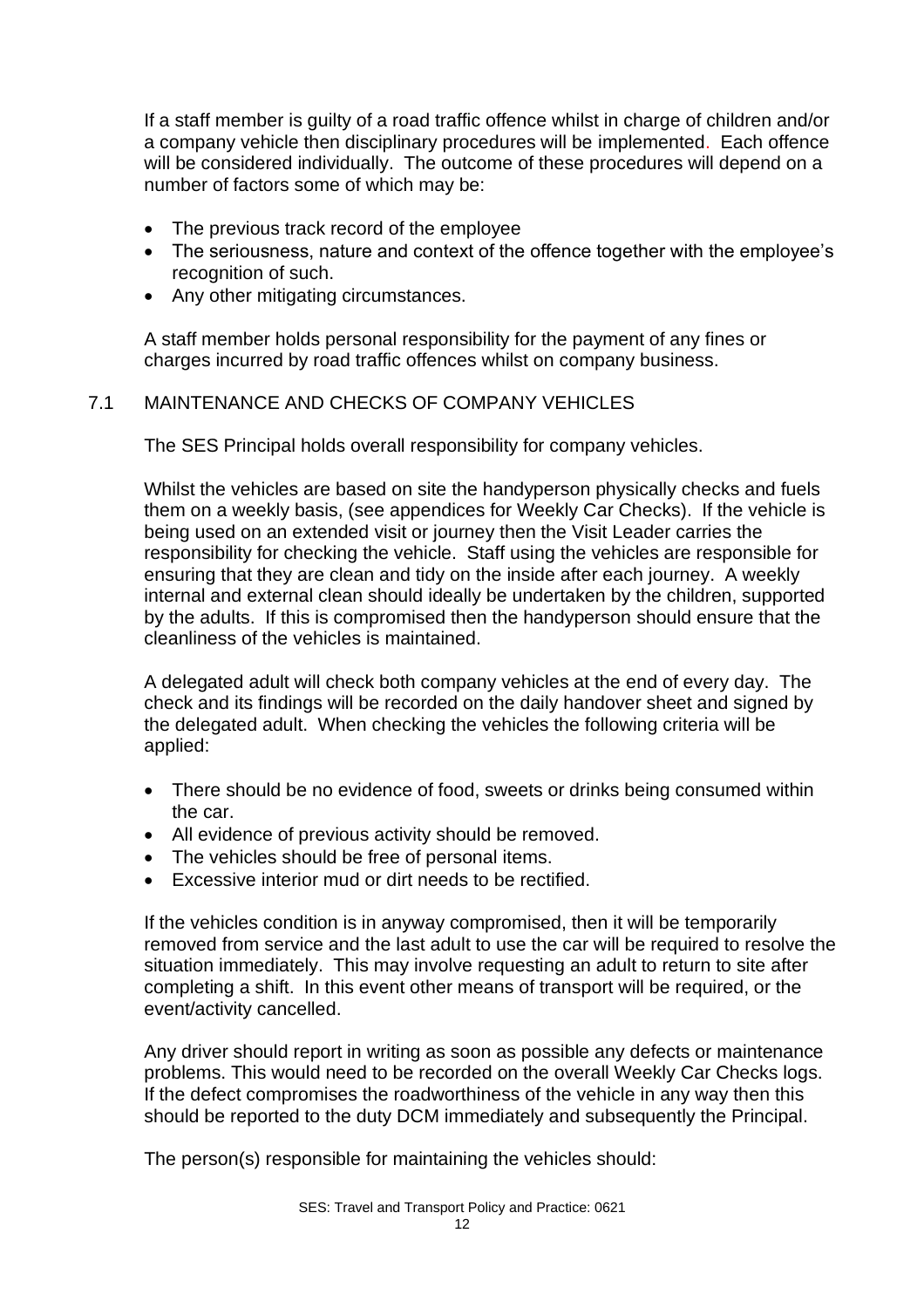If a staff member is guilty of a road traffic offence whilst in charge of children and/or a company vehicle then disciplinary procedures will be implemented. Each offence will be considered individually. The outcome of these procedures will depend on a number of factors some of which may be:

- The previous track record of the employee
- The seriousness, nature and context of the offence together with the employee's recognition of such.
- Any other mitigating circumstances.

A staff member holds personal responsibility for the payment of any fines or charges incurred by road traffic offences whilst on company business.

## 7.1 MAINTENANCE AND CHECKS OF COMPANY VEHICLES

The SES Principal holds overall responsibility for company vehicles.

Whilst the vehicles are based on site the handyperson physically checks and fuels them on a weekly basis, (see appendices for Weekly Car Checks). If the vehicle is being used on an extended visit or journey then the Visit Leader carries the responsibility for checking the vehicle. Staff using the vehicles are responsible for ensuring that they are clean and tidy on the inside after each journey. A weekly internal and external clean should ideally be undertaken by the children, supported by the adults. If this is compromised then the handyperson should ensure that the cleanliness of the vehicles is maintained.

A delegated adult will check both company vehicles at the end of every day. The check and its findings will be recorded on the daily handover sheet and signed by the delegated adult. When checking the vehicles the following criteria will be applied:

- There should be no evidence of food, sweets or drinks being consumed within the car.
- All evidence of previous activity should be removed.
- The vehicles should be free of personal items.
- Excessive interior mud or dirt needs to be rectified.

If the vehicles condition is in anyway compromised, then it will be temporarily removed from service and the last adult to use the car will be required to resolve the situation immediately. This may involve requesting an adult to return to site after completing a shift. In this event other means of transport will be required, or the event/activity cancelled.

Any driver should report in writing as soon as possible any defects or maintenance problems. This would need to be recorded on the overall Weekly Car Checks logs. If the defect compromises the roadworthiness of the vehicle in any way then this should be reported to the duty DCM immediately and subsequently the Principal.

The person(s) responsible for maintaining the vehicles should: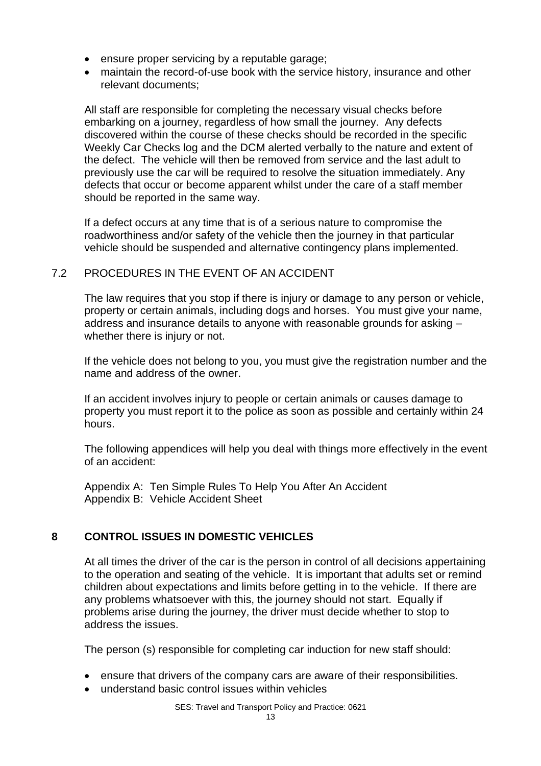- ensure proper servicing by a reputable garage;
- maintain the record-of-use book with the service history, insurance and other relevant documents;

All staff are responsible for completing the necessary visual checks before embarking on a journey, regardless of how small the journey. Any defects discovered within the course of these checks should be recorded in the specific Weekly Car Checks log and the DCM alerted verbally to the nature and extent of the defect. The vehicle will then be removed from service and the last adult to previously use the car will be required to resolve the situation immediately. Any defects that occur or become apparent whilst under the care of a staff member should be reported in the same way.

If a defect occurs at any time that is of a serious nature to compromise the roadworthiness and/or safety of the vehicle then the journey in that particular vehicle should be suspended and alternative contingency plans implemented.

### 7.2 PROCEDURES IN THE EVENT OF AN ACCIDENT

The law requires that you stop if there is injury or damage to any person or vehicle, property or certain animals, including dogs and horses. You must give your name, address and insurance details to anyone with reasonable grounds for asking – whether there is injury or not.

If the vehicle does not belong to you, you must give the registration number and the name and address of the owner.

If an accident involves injury to people or certain animals or causes damage to property you must report it to the police as soon as possible and certainly within 24 hours.

The following appendices will help you deal with things more effectively in the event of an accident:

Appendix A: Ten Simple Rules To Help You After An Accident
Appendix B: Vehicle Accident Sheet

## 8 CONTROL ISSUES IN DOMESTIC VEHICLES

At all times the driver of the car is the person in control of all decisions appertaining to the operation and seating of the vehicle. It is important that adults set or remind children about expectations and limits before getting in to the vehicle. If there are any problems whatsoever with this, the journey should not start. Equally if problems arise during the journey, the driver must decide whether to stop to address the issues.

The person (s) responsible for completing car induction for new staff should:

- ensure that drivers of the company cars are aware of their responsibilities.
- understand basic control issues within vehicles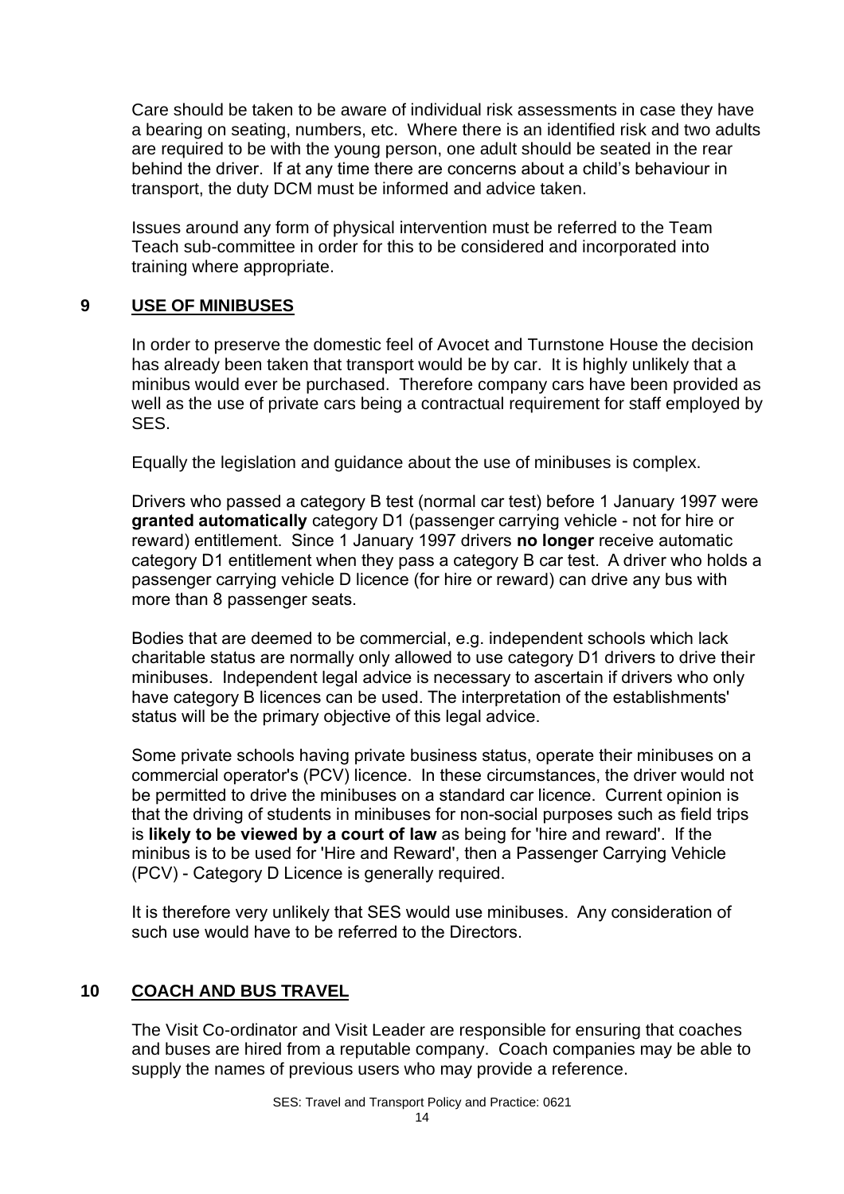Care should be taken to be aware of individual risk assessments in case they have a bearing on seating, numbers, etc. Where there is an identified risk and two adults are required to be with the young person, one adult should be seated in the rear behind the driver. If at any time there are concerns about a child's behaviour in transport, the duty DCM must be informed and advice taken.

Issues around any form of physical intervention must be referred to the Team Teach sub-committee in order for this to be considered and incorporated into training where appropriate.

## 9 USE OF MINIBUSES

In order to preserve the domestic feel of Avocet and Turnstone House the decision has already been taken that transport would be by car. It is highly unlikely that a minibus would ever be purchased. Therefore company cars have been provided as well as the use of private cars being a contractual requirement for staff employed by SES.

Equally the legislation and guidance about the use of minibuses is complex.

Drivers who passed a category B test (normal car test) before 1 January 1997 were **granted automatically** category D1 (passenger carrying vehicle - not for hire or reward) entitlement. Since 1 January 1997 drivers **no longer** receive automatic category D1 entitlement when they pass a category B car test. A driver who holds a passenger carrying vehicle D licence (for hire or reward) can drive any bus with more than 8 passenger seats.

Bodies that are deemed to be commercial, e.g. independent schools which lack charitable status are normally only allowed to use category D1 drivers to drive their minibuses. Independent legal advice is necessary to ascertain if drivers who only have category B licences can be used. The interpretation of the establishments' status will be the primary objective of this legal advice.

Some private schools having private business status, operate their minibuses on a commercial operator's (PCV) licence. In these circumstances, the driver would not be permitted to drive the minibuses on a standard car licence. Current opinion is that the driving of students in minibuses for non-social purposes such as field trips is **likely to be viewed by a court of law** as being for 'hire and reward'. If the minibus is to be used for 'Hire and Reward', then a Passenger Carrying Vehicle (PCV) - Category D Licence is generally required.

It is therefore very unlikely that SES would use minibuses. Any consideration of such use would have to be referred to the Directors.

## 10 COACH AND BUS TRAVEL

The Visit Co-ordinator and Visit Leader are responsible for ensuring that coaches and buses are hired from a reputable company. Coach companies may be able to supply the names of previous users who may provide a reference.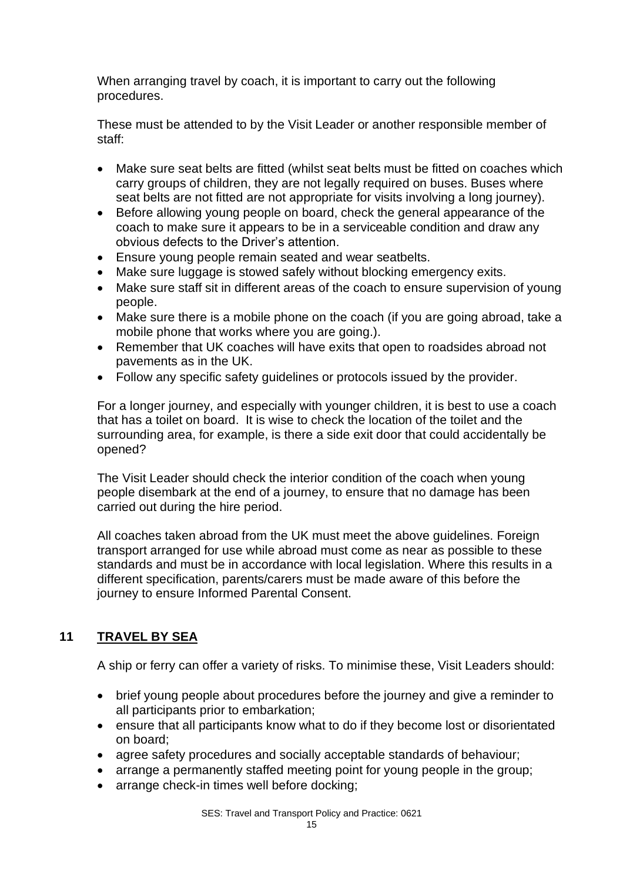When arranging travel by coach, it is important to carry out the following procedures.

These must be attended to by the Visit Leader or another responsible member of staff:

- Make sure seat belts are fitted (whilst seat belts must be fitted on coaches which carry groups of children, they are not legally required on buses. Buses where seat belts are not fitted are not appropriate for visits involving a long journey).
- Before allowing young people on board, check the general appearance of the coach to make sure it appears to be in a serviceable condition and draw any obvious defects to the Driver's attention.
- Ensure young people remain seated and wear seatbelts.
- Make sure luggage is stowed safely without blocking emergency exits.
- Make sure staff sit in different areas of the coach to ensure supervision of young people.
- Make sure there is a mobile phone on the coach (if you are going abroad, take a mobile phone that works where you are going.).
- Remember that UK coaches will have exits that open to roadsides abroad not pavements as in the UK.
- Follow any specific safety guidelines or protocols issued by the provider.

For a longer journey, and especially with younger children, it is best to use a coach that has a toilet on board. It is wise to check the location of the toilet and the surrounding area, for example, is there a side exit door that could accidentally be opened?

The Visit Leader should check the interior condition of the coach when young people disembark at the end of a journey, to ensure that no damage has been carried out during the hire period.

All coaches taken abroad from the UK must meet the above guidelines. Foreign transport arranged for use while abroad must come as near as possible to these standards and must be in accordance with local legislation. Where this results in a different specification, parents/carers must be made aware of this before the journey to ensure Informed Parental Consent.

## 11 TRAVEL BY SEA

A ship or ferry can offer a variety of risks. To minimise these, Visit Leaders should:

- brief young people about procedures before the journey and give a reminder to all participants prior to embarkation;
- ensure that all participants know what to do if they become lost or disorientated on board;
- agree safety procedures and socially acceptable standards of behaviour;
- arrange a permanently staffed meeting point for young people in the group;
- arrange check-in times well before docking;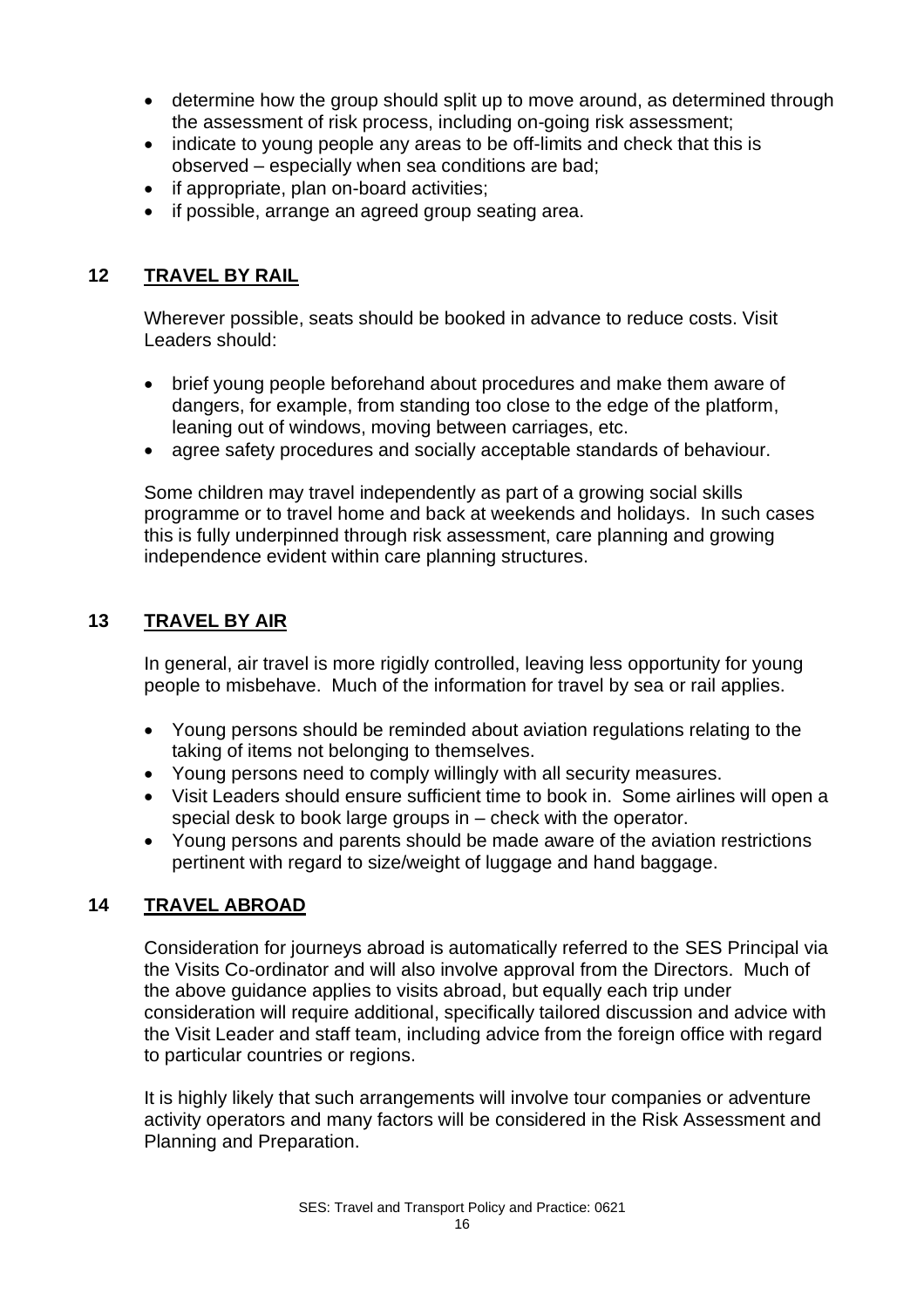- determine how the group should split up to move around, as determined through the assessment of risk process, including on-going risk assessment;
- indicate to young people any areas to be off-limits and check that this is observed – especially when sea conditions are bad;
- if appropriate, plan on-board activities;
- if possible, arrange an agreed group seating area.

## 12 TRAVEL BY RAIL

Wherever possible, seats should be booked in advance to reduce costs. Visit Leaders should:

- brief young people beforehand about procedures and make them aware of dangers, for example, from standing too close to the edge of the platform, leaning out of windows, moving between carriages, etc.
- agree safety procedures and socially acceptable standards of behaviour.

Some children may travel independently as part of a growing social skills programme or to travel home and back at weekends and holidays. In such cases this is fully underpinned through risk assessment, care planning and growing independence evident within care planning structures.

## 13 TRAVEL BY AIR

In general, air travel is more rigidly controlled, leaving less opportunity for young people to misbehave. Much of the information for travel by sea or rail applies.

- Young persons should be reminded about aviation regulations relating to the taking of items not belonging to themselves.
- Young persons need to comply willingly with all security measures.
- Visit Leaders should ensure sufficient time to book in. Some airlines will open a special desk to book large groups in – check with the operator.
- Young persons and parents should be made aware of the aviation restrictions pertinent with regard to size/weight of luggage and hand baggage.

## 14 TRAVEL ABROAD

Consideration for journeys abroad is automatically referred to the SES Principal via the Visits Co-ordinator and will also involve approval from the Directors. Much of the above guidance applies to visits abroad, but equally each trip under consideration will require additional, specifically tailored discussion and advice with the Visit Leader and staff team, including advice from the foreign office with regard to particular countries or regions.

It is highly likely that such arrangements will involve tour companies or adventure activity operators and many factors will be considered in the Risk Assessment and Planning and Preparation.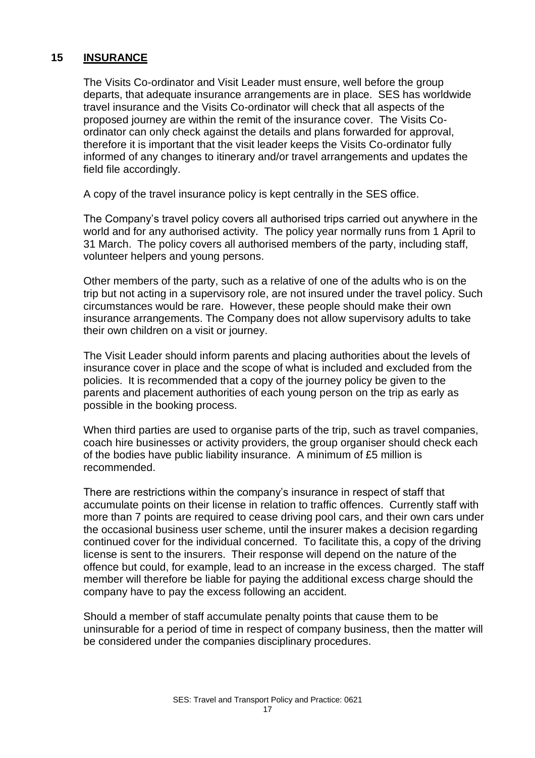## 15 INSURANCE

The Visits Co-ordinator and Visit Leader must ensure, well before the group departs, that adequate insurance arrangements are in place. SES has worldwide travel insurance and the Visits Co-ordinator will check that all aspects of the proposed journey are within the remit of the insurance cover. The Visits Co-ordinator can only check against the details and plans forwarded for approval, therefore it is important that the visit leader keeps the Visits Co-ordinator fully informed of any changes to itinerary and/or travel arrangements and updates the field file accordingly.

A copy of the travel insurance policy is kept centrally in the SES office.

The Company's travel policy covers all authorised trips carried out anywhere in the world and for any authorised activity. The policy year normally runs from 1 April to 31 March. The policy covers all authorised members of the party, including staff, volunteer helpers and young persons.

Other members of the party, such as a relative of one of the adults who is on the trip but not acting in a supervisory role, are not insured under the travel policy. Such circumstances would be rare. However, these people should make their own insurance arrangements. The Company does not allow supervisory adults to take their own children on a visit or journey.

The Visit Leader should inform parents and placing authorities about the levels of insurance cover in place and the scope of what is included and excluded from the policies. It is recommended that a copy of the journey policy be given to the parents and placement authorities of each young person on the trip as early as possible in the booking process.

When third parties are used to organise parts of the trip, such as travel companies, coach hire businesses or activity providers, the group organiser should check each of the bodies have public liability insurance. A minimum of £5 million is recommended.

There are restrictions within the company's insurance in respect of staff that accumulate points on their license in relation to traffic offences. Currently staff with more than 7 points are required to cease driving pool cars, and their own cars under the occasional business user scheme, until the insurer makes a decision regarding continued cover for the individual concerned. To facilitate this, a copy of the driving license is sent to the insurers. Their response will depend on the nature of the offence but could, for example, lead to an increase in the excess charged. The staff member will therefore be liable for paying the additional excess charge should the company have to pay the excess following an accident.

Should a member of staff accumulate penalty points that cause them to be uninsurable for a period of time in respect of company business, then the matter will be considered under the companies disciplinary procedures.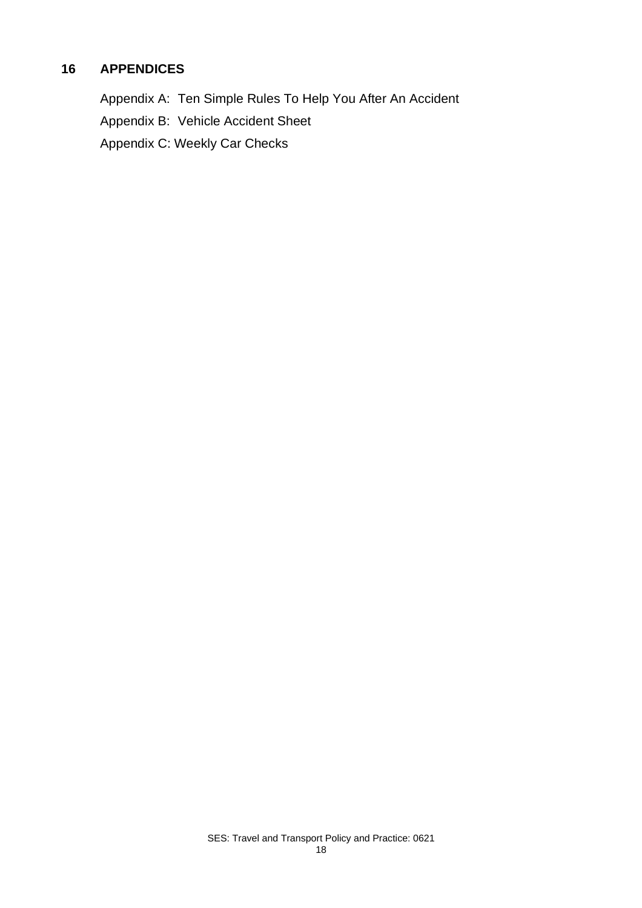## 16 APPENDICES

Appendix A: Ten Simple Rules To Help You After An Accident

Appendix B: Vehicle Accident Sheet

Appendix C: Weekly Car Checks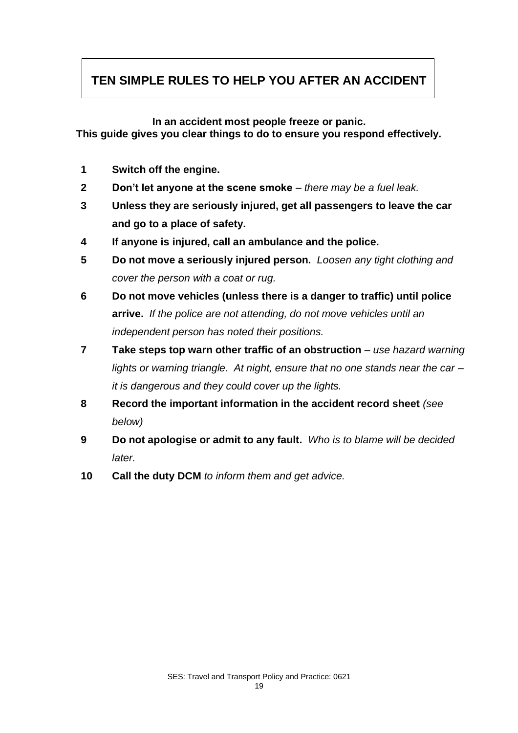# TEN SIMPLE RULES TO HELP YOU AFTER AN ACCIDENT

**In an accident most people freeze or panic.**
**This guide gives you clear things to do to ensure you respond effectively.**

1. **Switch off the engine.**
2. **Don't let anyone at the scene smoke** – *there may be a fuel leak.*
3. **Unless they are seriously injured, get all passengers to leave the car and go to a place of safety.**
4. **If anyone is injured, call an ambulance and the police.**
5. **Do not move a seriously injured person.** *Loosen any tight clothing and cover the person with a coat or rug.*
6. **Do not move vehicles (unless there is a danger to traffic) until police arrive.** *If the police are not attending, do not move vehicles until an independent person has noted their positions.*
7. **Take steps top warn other traffic of an obstruction** – *use hazard warning lights or warning triangle. At night, ensure that no one stands near the car – it is dangerous and they could cover up the lights.*
8. **Record the important information in the accident record sheet** *(see below)*
9. **Do not apologise or admit to any fault.** *Who is to blame will be decided later.*
10. **Call the duty DCM** *to inform them and get advice.*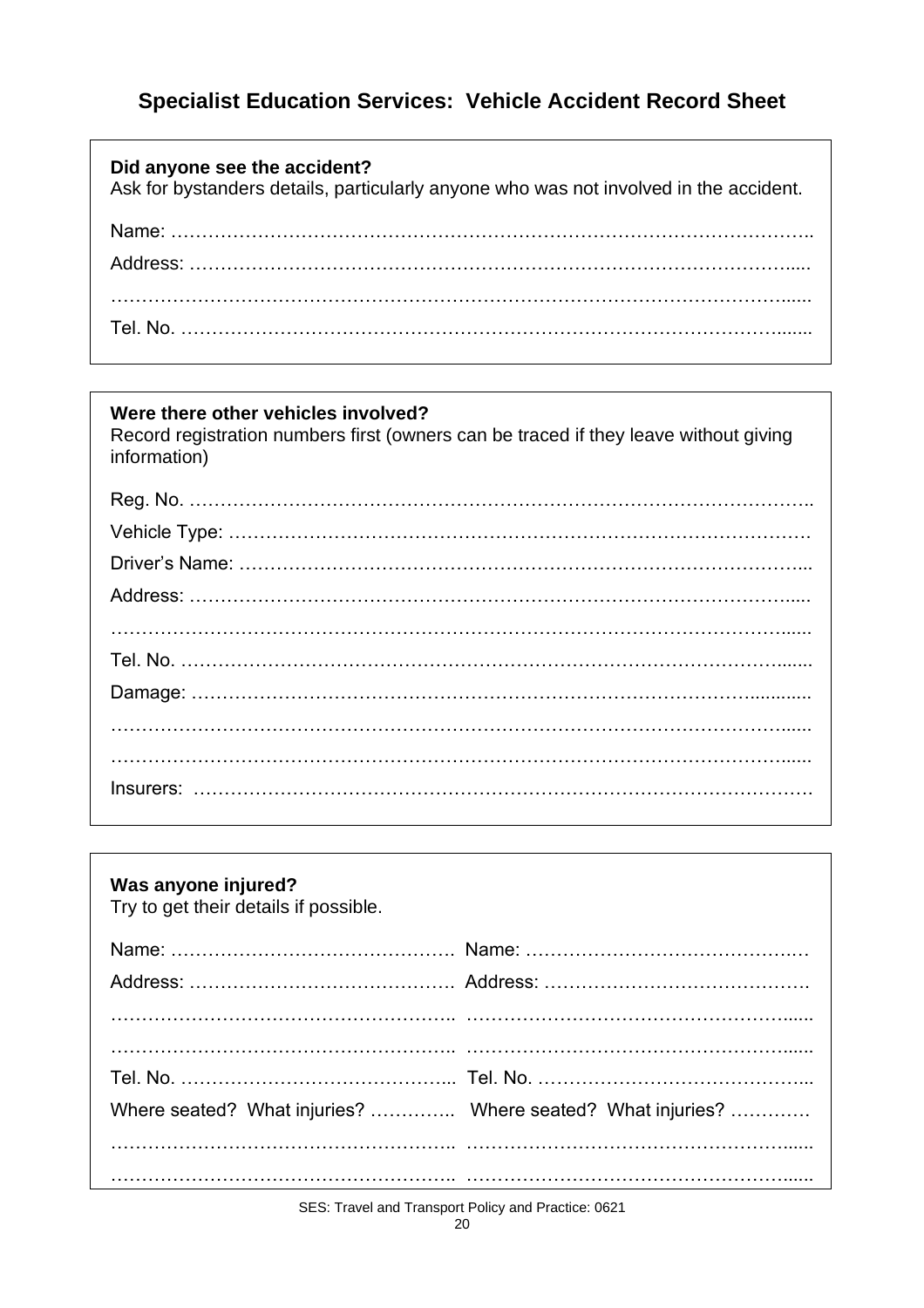# Specialist Education Services: Vehicle Accident Record Sheet

**Did anyone see the accident?**
Ask for bystanders details, particularly anyone who was not involved in the accident.

Name: ……………………………………………………………………………………..

Address: …………………………………………………………………………………....

……………………………………………………………………………………………......

Tel. No. ………………………………………………………………………………….......

**Were there other vehicles involved?**
Record registration numbers first (owners can be traced if they leave without giving information)

Reg. No. ……………………………………………………………………………………..

Vehicle Type: ………………………………………………………………………………

Driver's Name: ……………………………………………………………………………...

Address: …………………………………………………………………………………....

……………………………………………………………………………………………......

Tel. No. ………………………………………………………………………………….......

Damage: ……………………………………………………………………………............

……………………………………………………………………………………………......

……………………………………………………………………………………………......

Insurers: ……………………………………………………………………………………….

**Was anyone injured?**
Try to get their details if possible.

| | |
|---|---|
| Name: ………………………………………. | Name: ………………………………………. |
| Address: ……………………………………. | Address: ……………………………………. |
| …………………………………………….. | ……………………………………………...... |
| …………………………………………….. | ……………………………………………...... |
| Tel. No. ……………………………………... | Tel. No. ……………………………………... |
| Where seated? What injuries? ………….. | Where seated? What injuries? …………. |
| …………………………………………….. | ……………………………………………...... |
| …………………………………………….. | ……………………………………………...... |

SES: Travel and Transport Policy and Practice: 0621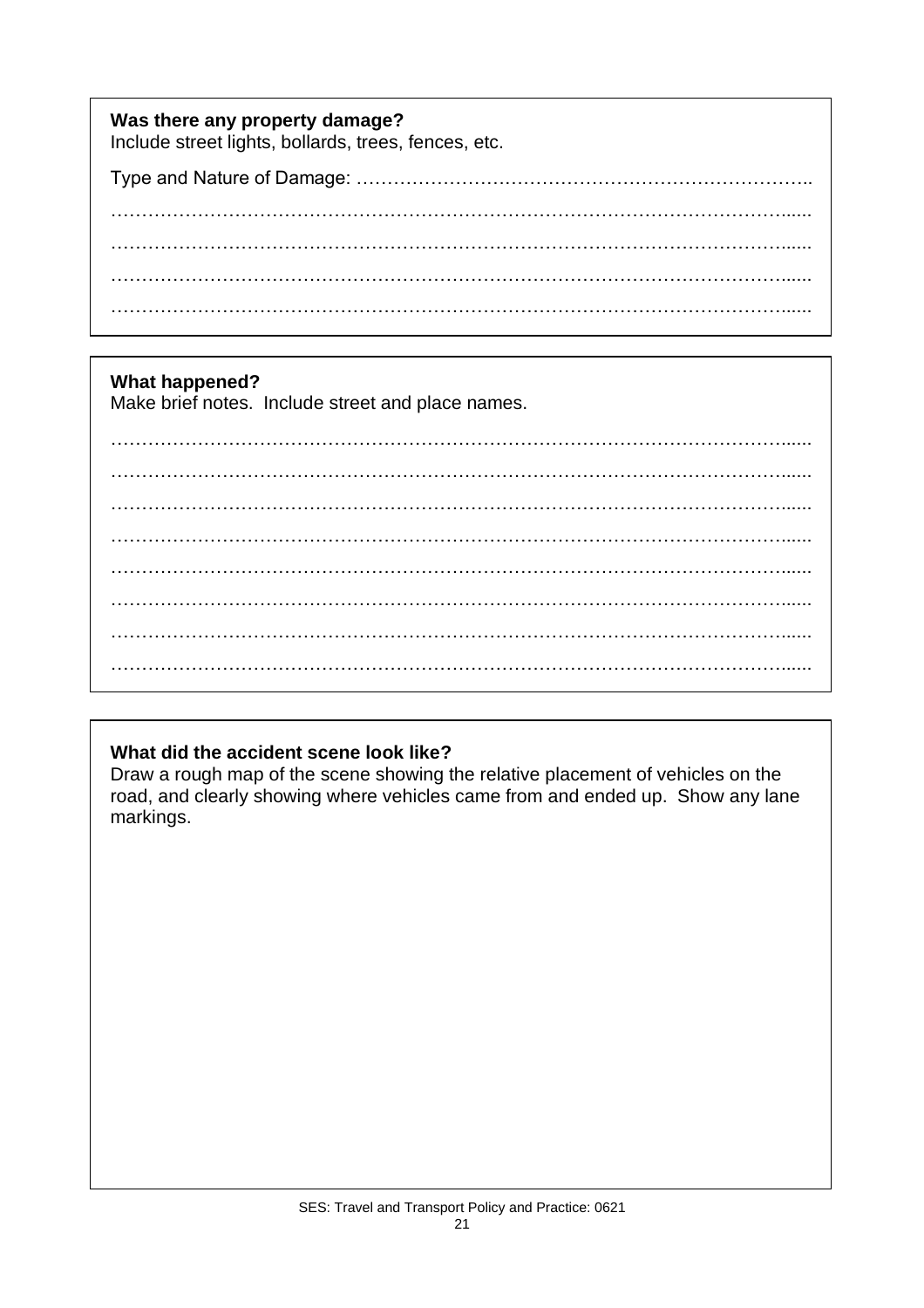**Was there any property damage?**
Include street lights, bollards, trees, fences, etc.

Type and Nature of Damage: …………………………………………………………………..

…………………………………………………………………………………………………......

…………………………………………………………………………………………………......

…………………………………………………………………………………………………......

…………………………………………………………………………………………………......

**What happened?**
Make brief notes. Include street and place names.

…………………………………………………………………………………………………......

…………………………………………………………………………………………………......

…………………………………………………………………………………………………......

…………………………………………………………………………………………………......

…………………………………………………………………………………………………......

…………………………………………………………………………………………………......

…………………………………………………………………………………………………......

…………………………………………………………………………………………………......

**What did the accident scene look like?**
Draw a rough map of the scene showing the relative placement of vehicles on the road, and clearly showing where vehicles came from and ended up. Show any lane markings.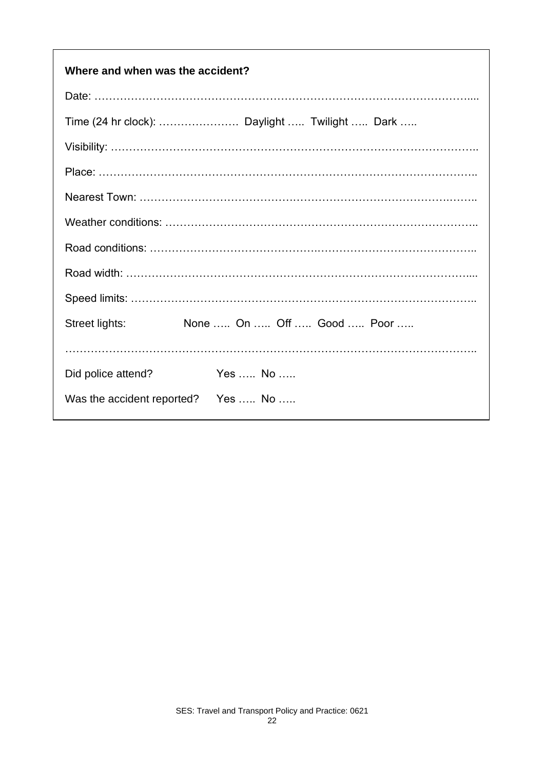**Where and when was the accident?**

Date: ……………………………………………………………………………………………....

Time (24 hr clock): ………………….  Daylight …..  Twilight …..  Dark …..

Visibility: ……………………………………………………………………………………..

Place: …………………………………………………………………………………………..

Nearest Town: ……………………………………………………………………………..

Weather conditions: ……………………………………………………………………..

Road conditions: …………………………………………………………………………..

Road width: ………………………………………………………………………………....

Speed limits: ………………………………………………………………………………..

Street lights:    None …..  On …..  Off …..  Good …..  Poor …..

………………………………………………………………………………………………..

Did police attend?    Yes …..  No …..

Was the accident reported?    Yes …..  No …..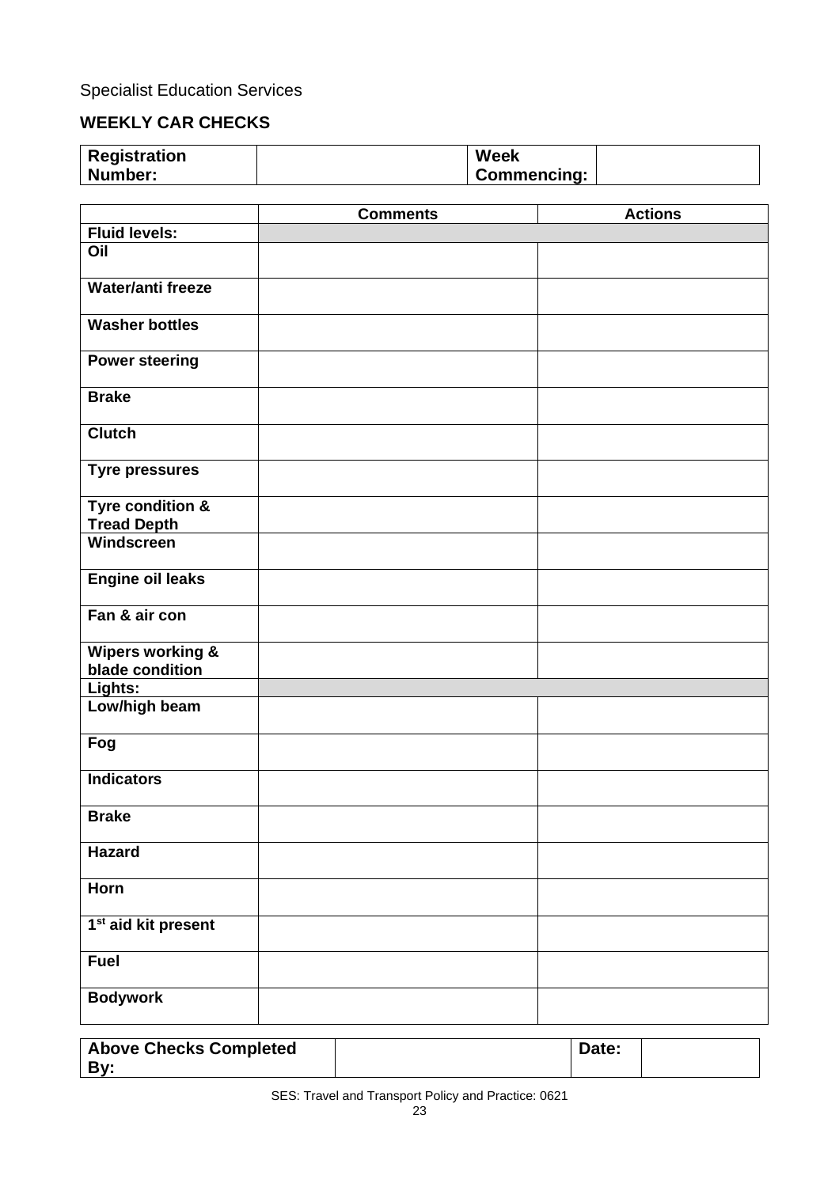Specialist Education Services

## WEEKLY CAR CHECKS

| **Registration Number:** | | **Week Commencing:** | |
|---|---|---|---|

| | **Comments** | **Actions** |
|---|---|---|
| **Fluid levels:** | | |
| **Oil** | | |
| **Water/anti freeze** | | |
| **Washer bottles** | | |
| **Power steering** | | |
| **Brake** | | |
| **Clutch** | | |
| **Tyre pressures** | | |
| **Tyre condition & Tread Depth** | | |
| **Windscreen** | | |
| **Engine oil leaks** | | |
| **Fan & air con** | | |
| **Wipers working & blade condition** | | |
| **Lights:** | | |
| **Low/high beam** | | |
| **Fog** | | |
| **Indicators** | | |
| **Brake** | | |
| **Hazard** | | |
| **Horn** | | |
| **1st aid kit present** | | |
| **Fuel** | | |
| **Bodywork** | | |

| **Above Checks Completed By:** | | **Date:** | |
|---|---|---|---|

SES: Travel and Transport Policy and Practice: 0621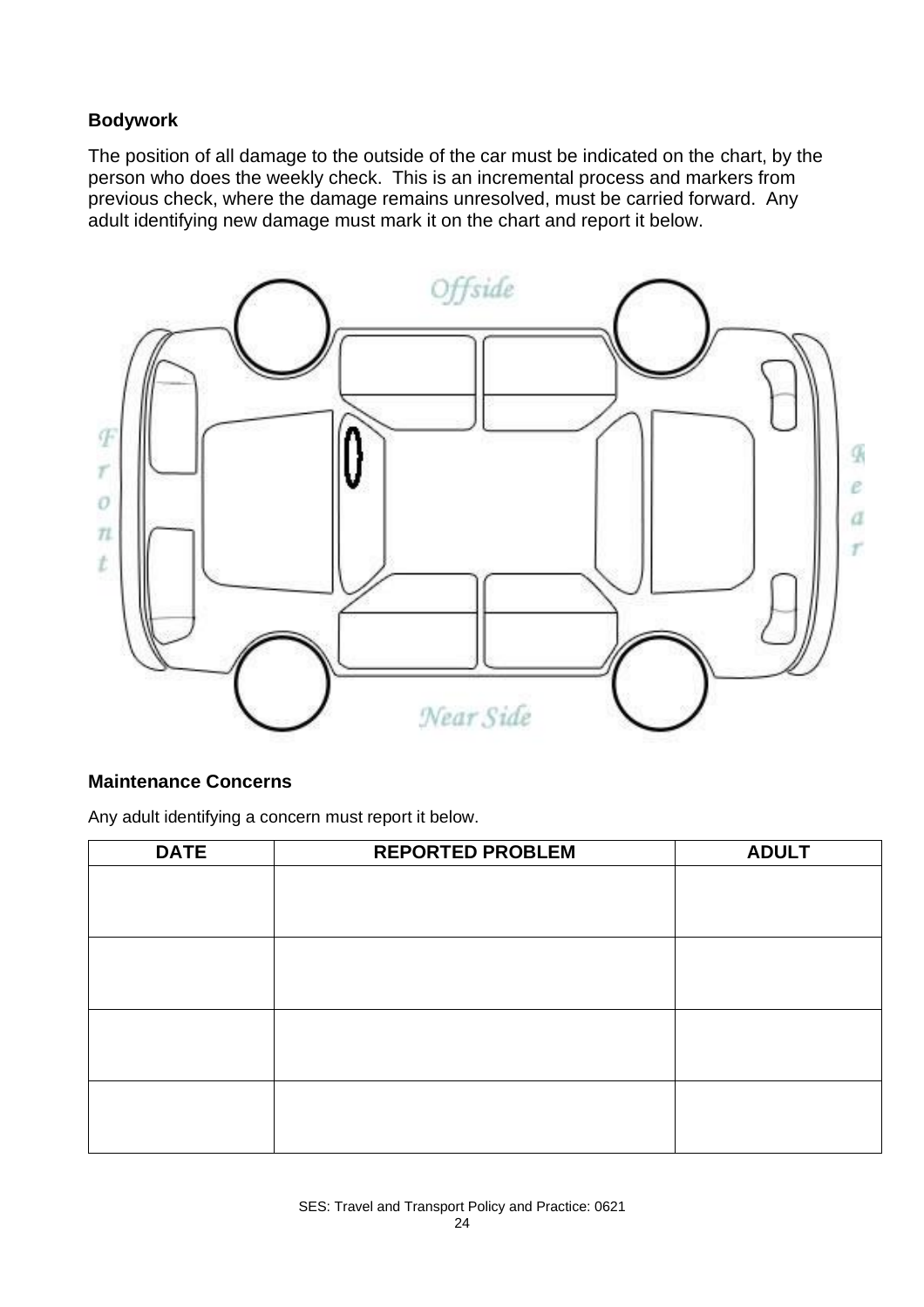**Bodywork**

The position of all damage to the outside of the car must be indicated on the chart, by the person who does the weekly check. This is an incremental process and markers from previous check, where the damage remains unresolved, must be carried forward. Any adult identifying new damage must mark it on the chart and report it below.

Offside

Front

Rear

Near Side

**Maintenance Concerns**

Any adult identifying a concern must report it below.

| DATE | REPORTED PROBLEM | ADULT |
|---|---|---|
| | | |
| | | |
| | | |
| | | |